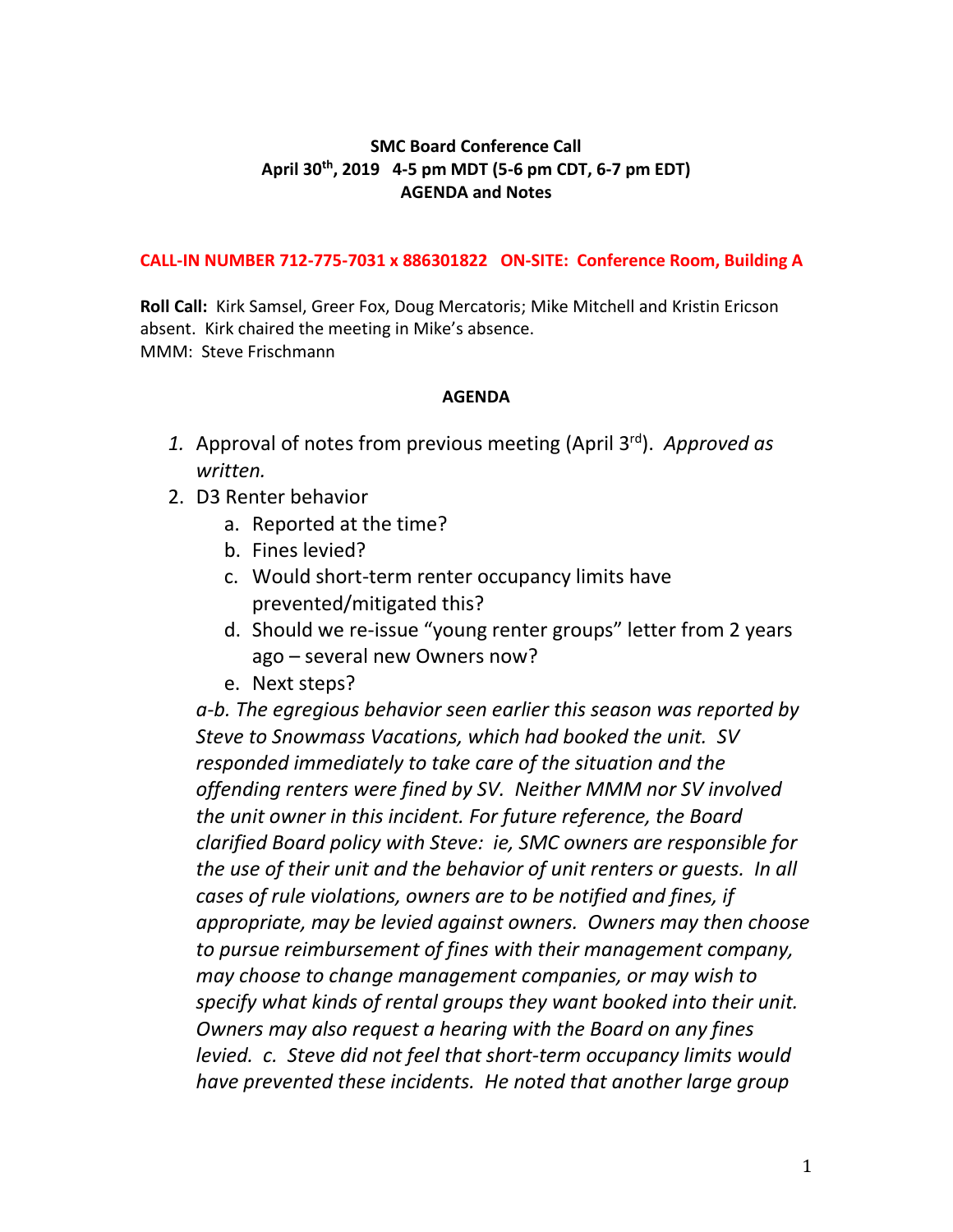**SMC Board Conference Call**
**April 30th, 2019 4-5 pm MDT (5-6 pm CDT, 6-7 pm EDT)**
**AGENDA and Notes**

**CALL-IN NUMBER 712-775-7031 x 886301822 ON-SITE: Conference Room, Building A**

**Roll Call:** Kirk Samsel, Greer Fox, Doug Mercatoris; Mike Mitchell and Kristin Ericson absent. Kirk chaired the meeting in Mike's absence.
MMM: Steve Frischmann

**AGENDA**

1. Approval of notes from previous meeting (April 3rd). *Approved as written.*
2. D3 Renter behavior
   a. Reported at the time?
   b. Fines levied?
   c. Would short-term renter occupancy limits have prevented/mitigated this?
   d. Should we re-issue "young renter groups" letter from 2 years ago – several new Owners now?
   e. Next steps?

   *a-b. The egregious behavior seen earlier this season was reported by Steve to Snowmass Vacations, which had booked the unit. SV responded immediately to take care of the situation and the offending renters were fined by SV. Neither MMM nor SV involved the unit owner in this incident. For future reference, the Board clarified Board policy with Steve: ie, SMC owners are responsible for the use of their unit and the behavior of unit renters or guests. In all cases of rule violations, owners are to be notified and fines, if appropriate, may be levied against owners. Owners may then choose to pursue reimbursement of fines with their management company, may choose to change management companies, or may wish to specify what kinds of rental groups they want booked into their unit. Owners may also request a hearing with the Board on any fines levied. c. Steve did not feel that short-term occupancy limits would have prevented these incidents. He noted that another large group*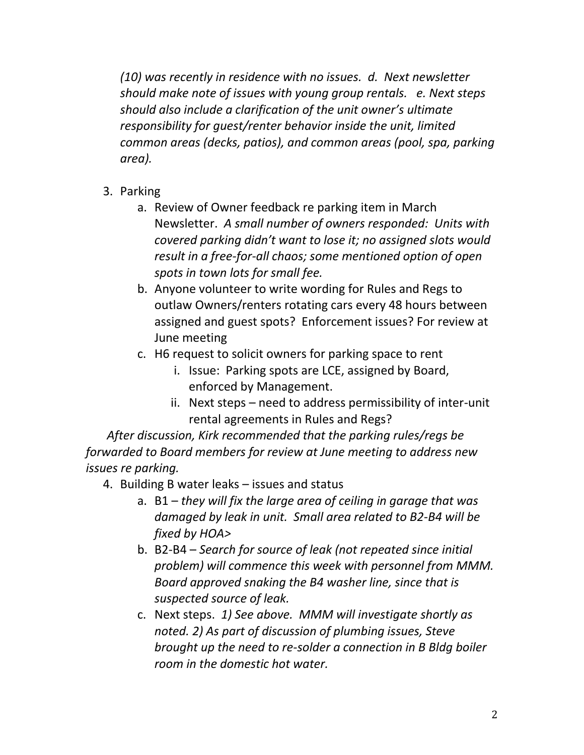*(10) was recently in residence with no issues. d. Next newsletter should make note of issues with young group rentals. e. Next steps should also include a clarification of the unit owner's ultimate responsibility for guest/renter behavior inside the unit, limited common areas (decks, patios), and common areas (pool, spa, parking area).*

3. Parking
    a. Review of Owner feedback re parking item in March Newsletter. *A small number of owners responded: Units with covered parking didn't want to lose it; no assigned slots would result in a free-for-all chaos; some mentioned option of open spots in town lots for small fee.*
    b. Anyone volunteer to write wording for Rules and Regs to outlaw Owners/renters rotating cars every 48 hours between assigned and guest spots? Enforcement issues? For review at June meeting
    c. H6 request to solicit owners for parking space to rent
        i. Issue: Parking spots are LCE, assigned by Board, enforced by Management.
        ii. Next steps – need to address permissibility of inter-unit rental agreements in Rules and Regs?

*After discussion, Kirk recommended that the parking rules/regs be forwarded to Board members for review at June meeting to address new issues re parking.*

4. Building B water leaks – issues and status
    a. B1 – *they will fix the large area of ceiling in garage that was damaged by leak in unit. Small area related to B2-B4 will be fixed by HOA>*
    b. B2-B4 – *Search for source of leak (not repeated since initial problem) will commence this week with personnel from MMM. Board approved snaking the B4 washer line, since that is suspected source of leak.*
    c. Next steps. *1) See above. MMM will investigate shortly as noted. 2) As part of discussion of plumbing issues, Steve brought up the need to re-solder a connection in B Bldg boiler room in the domestic hot water.*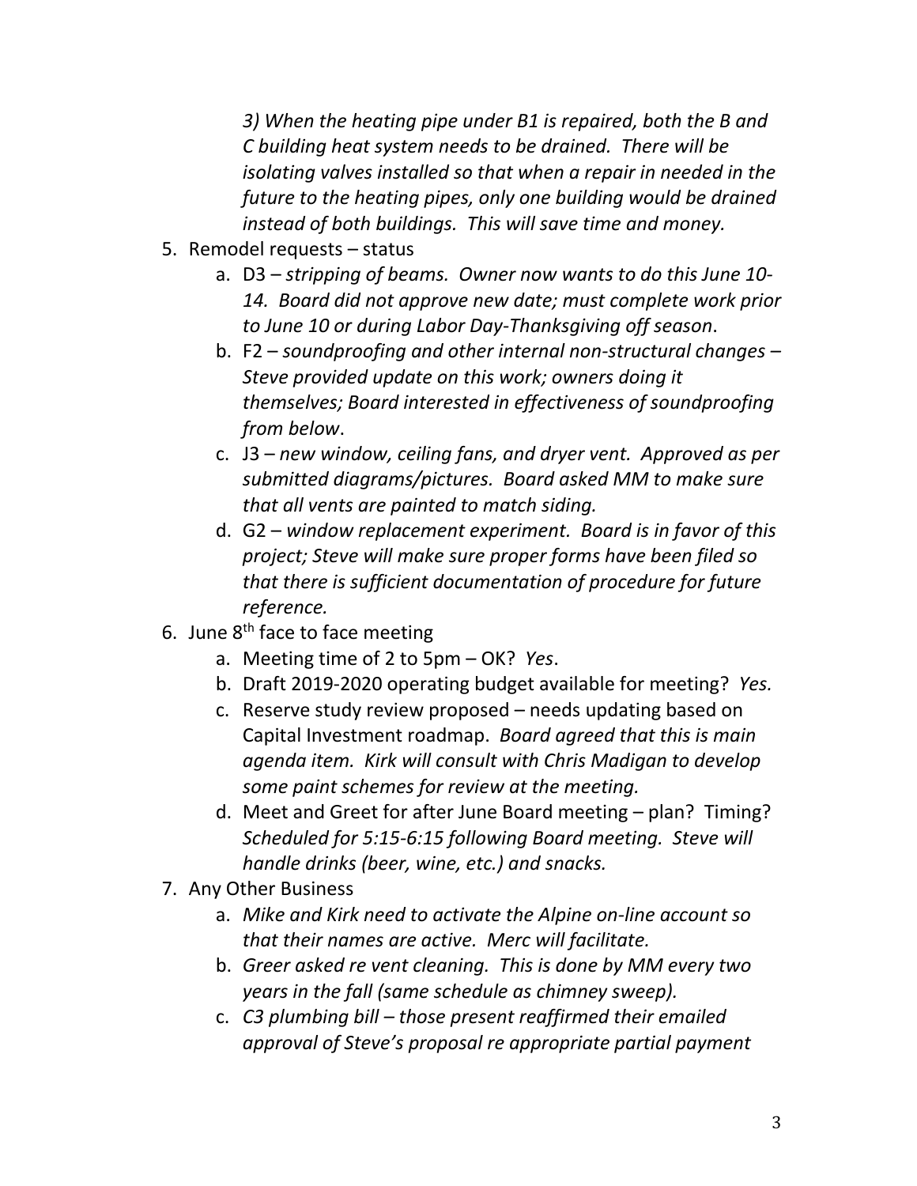*3) When the heating pipe under B1 is repaired, both the B and C building heat system needs to be drained. There will be isolating valves installed so that when a repair in needed in the future to the heating pipes, only one building would be drained instead of both buildings. This will save time and money.*

5. Remodel requests – status
    a. D3 – *stripping of beams. Owner now wants to do this June 10-14. Board did not approve new date; must complete work prior to June 10 or during Labor Day-Thanksgiving off season*.
    b. F2 – *soundproofing and other internal non-structural changes – Steve provided update on this work; owners doing it themselves; Board interested in effectiveness of soundproofing from below*.
    c. J3 – *new window, ceiling fans, and dryer vent. Approved as per submitted diagrams/pictures. Board asked MM to make sure that all vents are painted to match siding.*
    d. G2 – *window replacement experiment. Board is in favor of this project; Steve will make sure proper forms have been filed so that there is sufficient documentation of procedure for future reference.*
6. June 8th face to face meeting
    a. Meeting time of 2 to 5pm – OK? *Yes*.
    b. Draft 2019-2020 operating budget available for meeting? *Yes.*
    c. Reserve study review proposed – needs updating based on Capital Investment roadmap. *Board agreed that this is main agenda item. Kirk will consult with Chris Madigan to develop some paint schemes for review at the meeting.*
    d. Meet and Greet for after June Board meeting – plan? Timing? *Scheduled for 5:15-6:15 following Board meeting. Steve will handle drinks (beer, wine, etc.) and snacks.*
7. Any Other Business
    a. *Mike and Kirk need to activate the Alpine on-line account so that their names are active. Merc will facilitate.*
    b. *Greer asked re vent cleaning. This is done by MM every two years in the fall (same schedule as chimney sweep).*
    c. *C3 plumbing bill – those present reaffirmed their emailed approval of Steve's proposal re appropriate partial payment*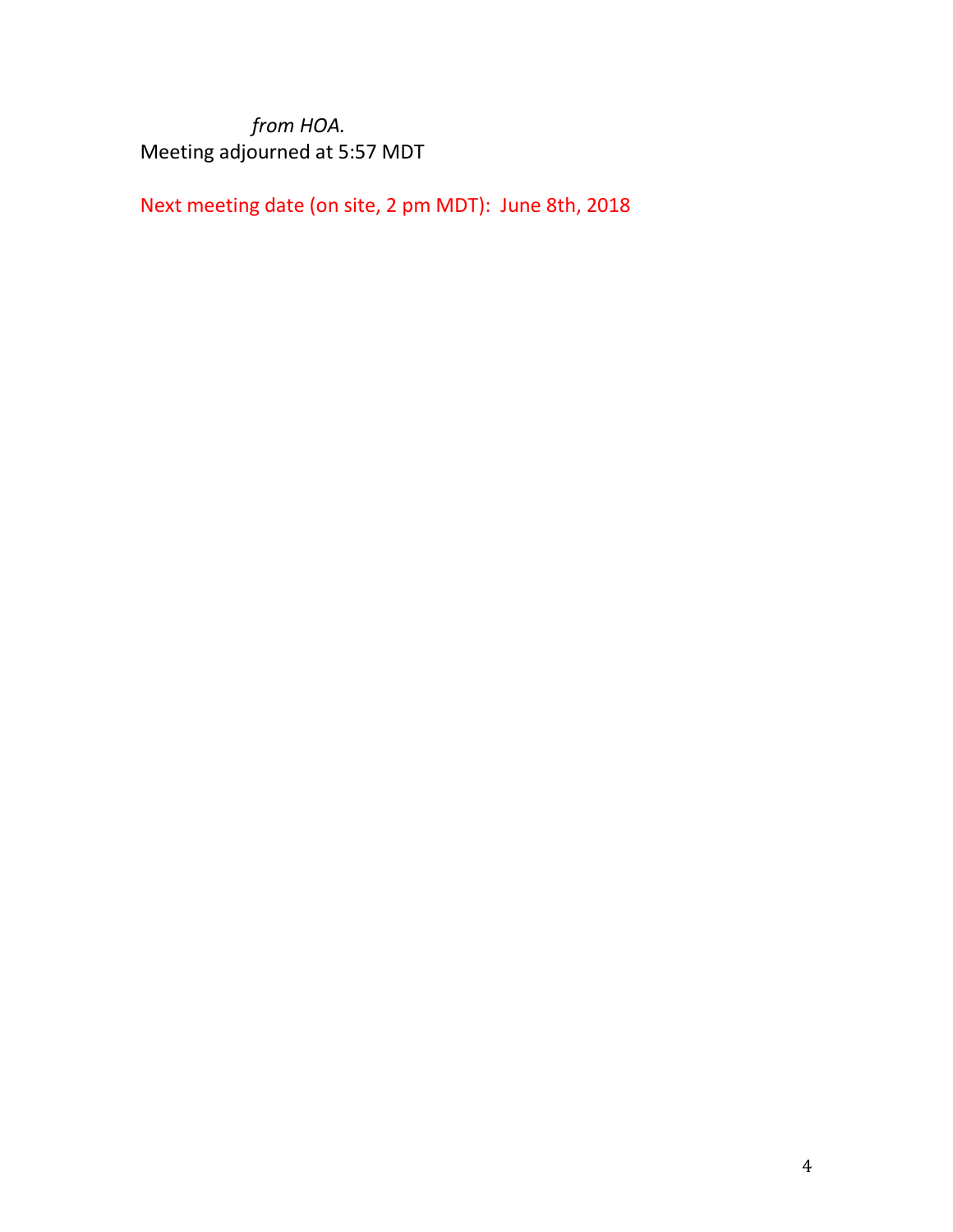*from HOA.*

Meeting adjourned at 5:57 MDT

Next meeting date (on site, 2 pm MDT): June 8th, 2018